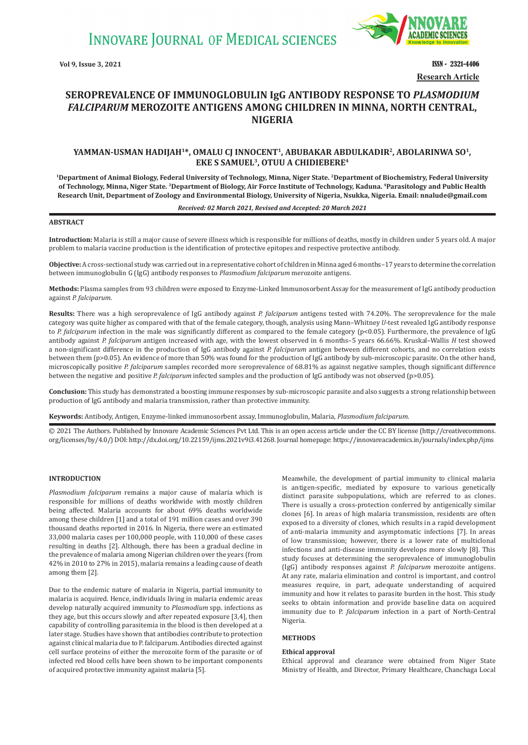Research Article

# SEROPREVALENCE OF IMMUNOGLOBULIN IgG ANTIBODY RESPONSE TO *PLASMODIUM FALCIPARUM* MEROZOITE ANTIGENS AMONG CHILDREN IN MINNA, NORTH CENTRAL, NIGERIA

**YAMMAN-USMAN HADIJAH[1]\*, OMALU CJ INNOCENT[1], ABUBAKAR ABDULKADIR[2], ABOLARINWA SO[1], EKE S SAMUEL[3], OTUU A CHIDIEBERE[4]**

[1]Department of Animal Biology, Federal University of Technology, Minna, Niger State. [2]Department of Biochemistry, Federal University of Technology, Minna, Niger State. [3]Department of Biology, Air Force Institute of Technology, Kaduna. [4]Parasitology and Public Health Research Unit, Department of Zoology and Environmental Biology, University of Nigeria, Nsukka, Nigeria. Email: nnalude@gmail.com

*Received: 02 March 2021, Revised and Accepted: 20 March 2021*

## ABSTRACT

**Introduction:** Malaria is still a major cause of severe illness which is responsible for millions of deaths, mostly in children under 5 years old. A major problem to malaria vaccine production is the identification of protective epitopes and respective protective antibody.

**Objective:** A cross-sectional study was carried out in a representative cohort of children in Minna aged 6 months–17 years to determine the correlation between immunoglobulin G (IgG) antibody responses to *Plasmodium falciparum* merozoite antigens.

**Methods:** Plasma samples from 93 children were exposed to Enzyme-Linked Immunosorbent Assay for the measurement of IgG antibody production against *P. falciparum*.

**Results:** There was a high seroprevalence of IgG antibody against *P. falciparum* antigens tested with 74.20%. The seroprevalence for the male category was quite higher as compared with that of the female category, though, analysis using Mann–Whitney *U*-test revealed IgG antibody response to *P. falciparum* infection in the male was significantly different as compared to the female category ($p<0.05$). Furthermore, the prevalence of IgG antibody against *P. falciparum* antigen increased with age, with the lowest observed in 6 months–5 years 66.66%. Kruskal–Wallis *H* test showed a non-significant difference in the production of IgG antibody against *P. falciparum* antigen between different cohorts, and no correlation exists between them ($p>0.05$). An evidence of more than 50% was found for the production of IgG antibody by sub-microscopic parasite. On the other hand, microscopically positive *P. falciparum* samples recorded more seroprevalence of 68.81% as against negative samples, though significant difference between the negative and positive *P. falciparum* infected samples and the production of IgG antibody was not observed ($p>0.05$).

**Conclusion:** This study has demonstrated a boosting immune responses by sub-microscopic parasite and also suggests a strong relationship between production of IgG antibody and malaria transmission, rather than protective immunity.

**Keywords:** Antibody, Antigen, Enzyme-linked immunosorbent assay, Immunoglobulin, Malaria, *Plasmodium falciparum*.

© 2021 The Authors. Published by Innovare Academic Sciences Pvt Ltd. This is an open access article under the CC BY license (http://creativecommons.org/licenses/by/4.0/) DOI: http://dx.doi.org/10.22159/ijms.2021v9i3.41268. Journal homepage: https://innovareacademics.in/journals/index.php/ijms

## INTRODUCTION

*Plasmodium falciparum* remains a major cause of malaria which is responsible for millions of deaths worldwide with mostly children being affected. Malaria accounts for about 69% deaths worldwide among these children [1] and a total of 191 million cases and over 390 thousand deaths reported in 2016. In Nigeria, there were an estimated 33,000 malaria cases per 100,000 people, with 110,000 of these cases resulting in deaths [2]. Although, there has been a gradual decline in the prevalence of malaria among Nigerian children over the years (from 42% in 2010 to 27% in 2015), malaria remains a leading cause of death among them [2].

Due to the endemic nature of malaria in Nigeria, partial immunity to malaria is acquired. Hence, individuals living in malaria endemic areas develop naturally acquired immunity to *Plasmodium* spp. infections as they age, but this occurs slowly and after repeated exposure [3,4], then capability of controlling parasitemia in the blood is then developed at a later stage. Studies have shown that antibodies contribute to protection against clinical malaria due to P. falciparum. Antibodies directed against cell surface proteins of either the merozoite form of the parasite or of infected red blood cells have been shown to be important components of acquired protective immunity against malaria [5].

Meanwhile, the development of partial immunity to clinical malaria is antigen-specific, mediated by exposure to various genetically distinct parasite subpopulations, which are referred to as clones. There is usually a cross-protection conferred by antigenically similar clones [6]. In areas of high malaria transmission, residents are often exposed to a diversity of clones, which results in a rapid development of anti-malaria immunity and asymptomatic infections [7]. In areas of low transmission; however, there is a lower rate of multiclonal infections and anti-disease immunity develops more slowly [8]. This study focuses at determining the seroprevalence of immunoglobulin (IgG) antibody responses against *P. falciparum* merozoite antigens. At any rate, malaria elimination and control is important, and control measures require, in part, adequate understanding of acquired immunity and how it relates to parasite burden in the host. This study seeks to obtain information and provide baseline data on acquired immunity due to P. *falciparum* infection in a part of North-Central Nigeria.

## METHODS

### Ethical approval

Ethical approval and clearance were obtained from Niger State Ministry of Health, and Director, Primary Healthcare, Chanchaga Local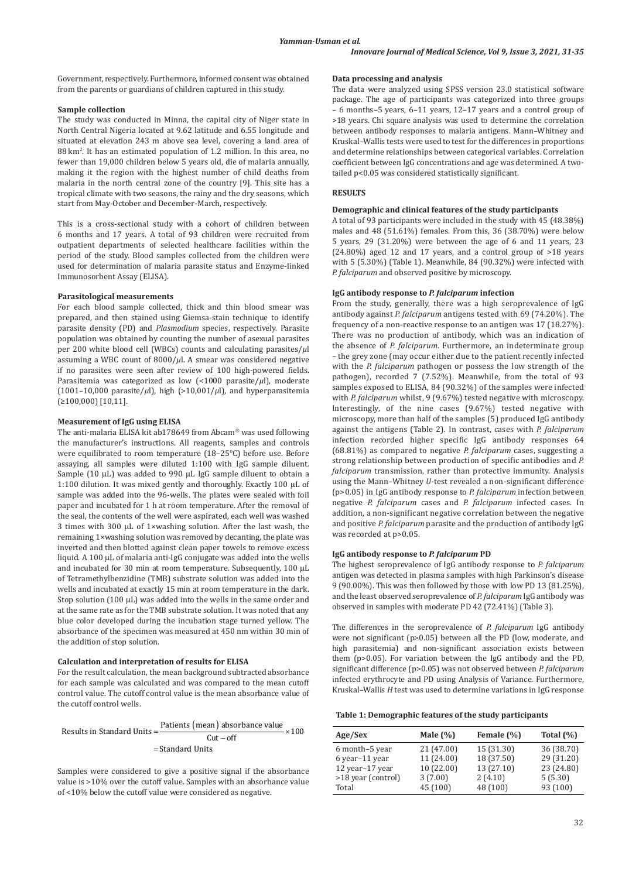Government, respectively. Furthermore, informed consent was obtained from the parents or guardians of children captured in this study.

**Sample collection**

The study was conducted in Minna, the capital city of Niger state in North Central Nigeria located at 9.62 latitude and 6.55 longitude and situated at elevation 243 m above sea level, covering a land area of 88 $km^2$. It has an estimated population of 1.2 million. In this area, no fewer than 19,000 children below 5 years old, die of malaria annually, making it the region with the highest number of child deaths from malaria in the north central zone of the country [9]. This site has a tropical climate with two seasons, the rainy and the dry seasons, which start from May-October and December-March, respectively.

This is a cross-sectional study with a cohort of children between 6 months and 17 years. A total of 93 children were recruited from outpatient departments of selected healthcare facilities within the period of the study. Blood samples collected from the children were used for determination of malaria parasite status and Enzyme-linked Immunosorbent Assay (ELISA).

**Parasitological measurements**

For each blood sample collected, thick and thin blood smear was prepared, and then stained using Giemsa-stain technique to identify parasite density (PD) and *Plasmodium* species, respectively. Parasite population was obtained by counting the number of asexual parasites per 200 white blood cell (WBCs) counts and calculating parasites/μl assuming a WBC count of 8000/μl. A smear was considered negative if no parasites were seen after review of 100 high-powered fields. Parasitemia was categorized as low (<1000 parasite/μl), moderate (1001–10,000 parasite/μl), high (>10,001/μl), and hyperparasitemia (≥100,000) [10,11].

**Measurement of IgG using ELISA**

The anti-malaria ELISA kit ab178649 from Abcam® was used following the manufacturer's instructions. All reagents, samples and controls were equilibrated to room temperature (18–25°C) before use. Before assaying, all samples were diluted 1:100 with IgG sample diluent. Sample (10 μL) was added to 990 μL IgG sample diluent to obtain a 1:100 dilution. It was mixed gently and thoroughly. Exactly 100 μL of sample was added into the 96-wells. The plates were sealed with foil paper and incubated for 1 h at room temperature. After the removal of the seal, the contents of the well were aspirated, each well was washed 3 times with 300 μL of 1×washing solution. After the last wash, the remaining 1×washing solution was removed by decanting, the plate was inverted and then blotted against clean paper towels to remove excess liquid. A 100 μL of malaria anti-IgG conjugate was added into the wells and incubated for 30 min at room temperature. Subsequently, 100 μL of Tetramethylbenzidine (TMB) substrate solution was added into the wells and incubated at exactly 15 min at room temperature in the dark. Stop solution (100 μL) was added into the wells in the same order and at the same rate as for the TMB substrate solution. It was noted that any blue color developed during the incubation stage turned yellow. The absorbance of the specimen was measured at 450 nm within 30 min of the addition of stop solution.

**Calculation and interpretation of results for ELISA**

For the result calculation, the mean background subtracted absorbance for each sample was calculated and was compared to the mean cutoff control value. The cutoff control value is the mean absorbance value of the cutoff control wells.

$$\text{Results in Standard Units} = \frac{\text{Patients (mean) absorbance value}}{\text{Cut} - \text{off}} \times 100$$
$$= \text{Standard Units}$$

Samples were considered to give a positive signal if the absorbance value is >10% over the cutoff value. Samples with an absorbance value of <10% below the cutoff value were considered as negative.

**Data processing and analysis**

The data were analyzed using SPSS version 23.0 statistical software package. The age of participants was categorized into three groups – 6 months–5 years, 6–11 years, 12–17 years and a control group of >18 years. Chi square analysis was used to determine the correlation between antibody responses to malaria antigens. Mann–Whitney and Kruskal–Wallis tests were used to test for the differences in proportions and determine relationships between categorical variables. Correlation coefficient between IgG concentrations and age was determined. A two-tailed p<0.05 was considered statistically significant.

## RESULTS

**Demographic and clinical features of the study participants**

A total of 93 participants were included in the study with 45 (48.38%) males and 48 (51.61%) females. From this, 36 (38.70%) were below 5 years, 29 (31.20%) were between the age of 6 and 11 years, 23 (24.80%) aged 12 and 17 years, and a control group of >18 years with 5 (5.30%) (Table 1). Meanwhile, 84 (90.32%) were infected with *P. falciparum* and observed positive by microscopy.

**IgG antibody response to *P. falciparum* infection**

From the study, generally, there was a high seroprevalence of IgG antibody against *P. falciparum* antigens tested with 69 (74.20%). The frequency of a non-reactive response to an antigen was 17 (18.27%). There was no production of antibody, which was an indication of the absence of *P. falciparum*. Furthermore, an indeterminate group – the grey zone (may occur either due to the patient recently infected with the *P. falciparum* pathogen or possess the low strength of the pathogen), recorded 7 (7.52%). Meanwhile, from the total of 93 samples exposed to ELISA, 84 (90.32%) of the samples were infected with *P. falciparum* whilst, 9 (9.67%) tested negative with microscopy. Interestingly, of the nine cases (9.67%) tested negative with microscopy, more than half of the samples (5) produced IgG antibody against the antigens (Table 2). In contrast, cases with *P. falciparum* infection recorded higher specific IgG antibody responses 64 (68.81%) as compared to negative *P. falciparum* cases, suggesting a strong relationship between production of specific antibodies and *P. falciparum* transmission, rather than protective immunity. Analysis using the Mann–Whitney *U*-test revealed a non-significant difference (p>0.05) in IgG antibody response to *P. falciparum* infection between negative *P. falciparum* cases and *P. falciparum* infected cases. In addition, a non-significant negative correlation between the negative and positive *P. falciparum* parasite and the production of antibody IgG was recorded at p>0.05.

**IgG antibody response to *P. falciparum* PD**

The highest seroprevalence of IgG antibody response to *P. falciparum* antigen was detected in plasma samples with high Parkinson's disease 9 (90.00%). This was then followed by those with low PD 13 (81.25%), and the least observed seroprevalence of *P. falciparum* IgG antibody was observed in samples with moderate PD 42 (72.41%) (Table 3).

The differences in the seroprevalence of *P. falciparum* IgG antibody were not significant (p>0.05) between all the PD (low, moderate, and high parasitemia) and non-significant association exists between them (p>0.05). For variation between the IgG antibody and the PD, significant difference (p>0.05) was not observed between *P. falciparum* infected erythrocyte and PD using Analysis of Variance. Furthermore, Kruskal–Wallis *H* test was used to determine variations in IgG response

**Table 1: Demographic features of the study participants**

| Age/Sex | Male (%) | Female (%) | Total (%) |
|---|---|---|---|
| 6 month–5 year | 21 (47.00) | 15 (31.30) | 36 (38.70) |
| 6 year–11 year | 11 (24.00) | 18 (37.50) | 29 (31.20) |
| 12 year–17 year | 10 (22.00) | 13 (27.10) | 23 (24.80) |
| >18 year (control) | 3 (7.00) | 2 (4.10) | 5 (5.30) |
| Total | 45 (100) | 48 (100) | 93 (100) |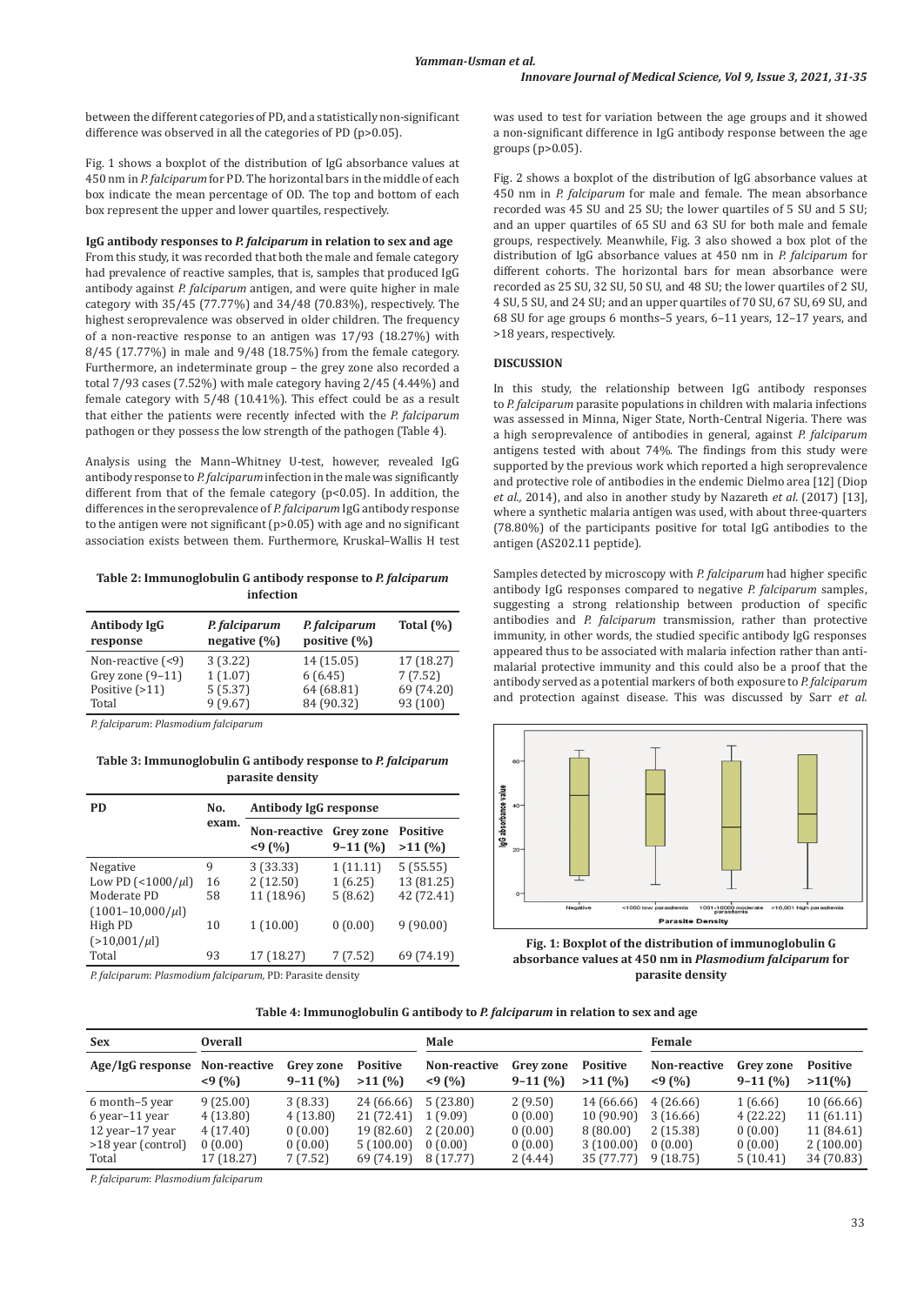between the different categories of PD, and a statistically non-significant difference was observed in all the categories of PD (p>0.05).

Fig. 1 shows a boxplot of the distribution of IgG absorbance values at 450 nm in *P. falciparum* for PD. The horizontal bars in the middle of each box indicate the mean percentage of OD. The top and bottom of each box represent the upper and lower quartiles, respectively.

**IgG antibody responses to *P. falciparum* in relation to sex and age**

From this study, it was recorded that both the male and female category had prevalence of reactive samples, that is, samples that produced IgG antibody against *P. falciparum* antigen, and were quite higher in male category with 35/45 (77.77%) and 34/48 (70.83%), respectively. The highest seroprevalence was observed in older children. The frequency of a non-reactive response to an antigen was 17/93 (18.27%) with 8/45 (17.77%) in male and 9/48 (18.75%) from the female category. Furthermore, an indeterminate group – the grey zone also recorded a total 7/93 cases (7.52%) with male category having 2/45 (4.44%) and female category with 5/48 (10.41%). This effect could be as a result that either the patients were recently infected with the *P. falciparum* pathogen or they possess the low strength of the pathogen (Table 4).

Analysis using the Mann–Whitney U-test, however, revealed IgG antibody response to *P. falciparum* infection in the male was significantly different from that of the female category (p<0.05). In addition, the differences in the seroprevalence of *P. falciparum* IgG antibody response to the antigen were not significant (p>0.05) with age and no significant association exists between them. Furthermore, Kruskal–Wallis H test was used to test for variation between the age groups and it showed a non-significant difference in IgG antibody response between the age groups (p>0.05).

Fig. 2 shows a boxplot of the distribution of IgG absorbance values at 450 nm in *P. falciparum* for male and female. The mean absorbance recorded was 45 SU and 25 SU; the lower quartiles of 5 SU and 5 SU; and an upper quartiles of 65 SU and 63 SU for both male and female groups, respectively. Meanwhile, Fig. 3 also showed a box plot of the distribution of IgG absorbance values at 450 nm in *P. falciparum* for different cohorts. The horizontal bars for mean absorbance were recorded as 25 SU, 32 SU, 50 SU, and 48 SU; the lower quartiles of 2 SU, 4 SU, 5 SU, and 24 SU; and an upper quartiles of 70 SU, 67 SU, 69 SU, and 68 SU for age groups 6 months–5 years, 6–11 years, 12–17 years, and >18 years, respectively.

**Table 2: Immunoglobulin G antibody response to *P. falciparum* infection**

| Antibody IgG response | *P. falciparum* negative (%) | *P. falciparum* positive (%) | Total (%) |
|---|---|---|---|
| Non-reactive (<9) | 3 (3.22) | 14 (15.05) | 17 (18.27) |
| Grey zone (9–11) | 1 (1.07) | 6 (6.45) | 7 (7.52) |
| Positive (>11) | 5 (5.37) | 64 (68.81) | 69 (74.20) |
| Total | 9 (9.67) | 84 (90.32) | 93 (100) |

*P. falciparum*: *Plasmodium falciparum*

**Table 3: Immunoglobulin G antibody response to *P. falciparum* parasite density**

| PD | No. exam. | Antibody IgG response | | |
|---|---|---|---|---|
| | | Non-reactive <9 (%) | Grey zone 9–11 (%) | Positive >11 (%) |
| Negative | 9 | 3 (33.33) | 1 (11.11) | 5 (55.55) |
| Low PD (<1000/μl) | 16 | 2 (12.50) | 1 (6.25) | 13 (81.25) |
| Moderate PD (1001–10,000/μl) | 58 | 11 (18.96) | 5 (8.62) | 42 (72.41) |
| High PD (>10,001/μl) | 10 | 1 (10.00) | 0 (0.00) | 9 (90.00) |
| Total | 93 | 17 (18.27) | 7 (7.52) | 69 (74.19) |

*P. falciparum*: *Plasmodium falciparum*, PD: Parasite density

## DISCUSSION

In this study, the relationship between IgG antibody responses to *P. falciparum* parasite populations in children with malaria infections was assessed in Minna, Niger State, North-Central Nigeria. There was a high seroprevalence of antibodies in general, against *P. falciparum* antigens tested with about 74%. The findings from this study were supported by the previous work which reported a high seroprevalence and protective role of antibodies in the endemic Dielmo area [12] (Diop *et al.,* 2014), and also in another study by Nazareth *et al.* (2017) [13], where a synthetic malaria antigen was used, with about three-quarters (78.80%) of the participants positive for total IgG antibodies to the antigen (AS202.11 peptide).

Samples detected by microscopy with *P. falciparum* had higher specific antibody IgG responses compared to negative *P. falciparum* samples, suggesting a strong relationship between production of specific antibodies and *P. falciparum* transmission, rather than protective immunity, in other words, the studied specific antibody IgG responses appeared thus to be associated with malaria infection rather than anti-malarial protective immunity and this could also be a proof that the antibody served as a potential markers of both exposure to *P. falciparum* and protection against disease. This was discussed by Sarr *et al.*

**Fig. 1: Boxplot of the distribution of immunoglobulin G absorbance values at 450 nm in *Plasmodium falciparum* for parasite density**

**Table 4: Immunoglobulin G antibody to *P. falciparum* in relation to sex and age**

| Sex | Overall | | | Male | | | Female | | |
|---|---|---|---|---|---|---|---|---|---|
| Age/IgG response | Non-reactive <9 (%) | Grey zone 9–11 (%) | Positive >11 (%) | Non-reactive <9 (%) | Grey zone 9–11 (%) | Positive >11 (%) | Non-reactive <9 (%) | Grey zone 9–11 (%) | Positive >11(%) |
| 6 month–5 year | 9 (25.00) | 3 (8.33) | 24 (66.66) | 5 (23.80) | 2 (9.50) | 14 (66.66) | 4 (26.66) | 1 (6.66) | 10 (66.66) |
| 6 year–11 year | 4 (13.80) | 4 (13.80) | 21 (72.41) | 1 (9.09) | 0 (0.00) | 10 (90.90) | 3 (16.66) | 4 (22.22) | 11 (61.11) |
| 12 year–17 year | 4 (17.40) | 0 (0.00) | 19 (82.60) | 2 (20.00) | 0 (0.00) | 8 (80.00) | 2 (15.38) | 0 (0.00) | 11 (84.61) |
| >18 year (control) | 0 (0.00) | 0 (0.00) | 5 (100.00) | 0 (0.00) | 0 (0.00) | 3 (100.00) | 0 (0.00) | 0 (0.00) | 2 (100.00) |
| Total | 17 (18.27) | 7 (7.52) | 69 (74.19) | 8 (17.77) | 2 (4.44) | 35 (77.77) | 9 (18.75) | 5 (10.41) | 34 (70.83) |

*P. falciparum*: *Plasmodium falciparum*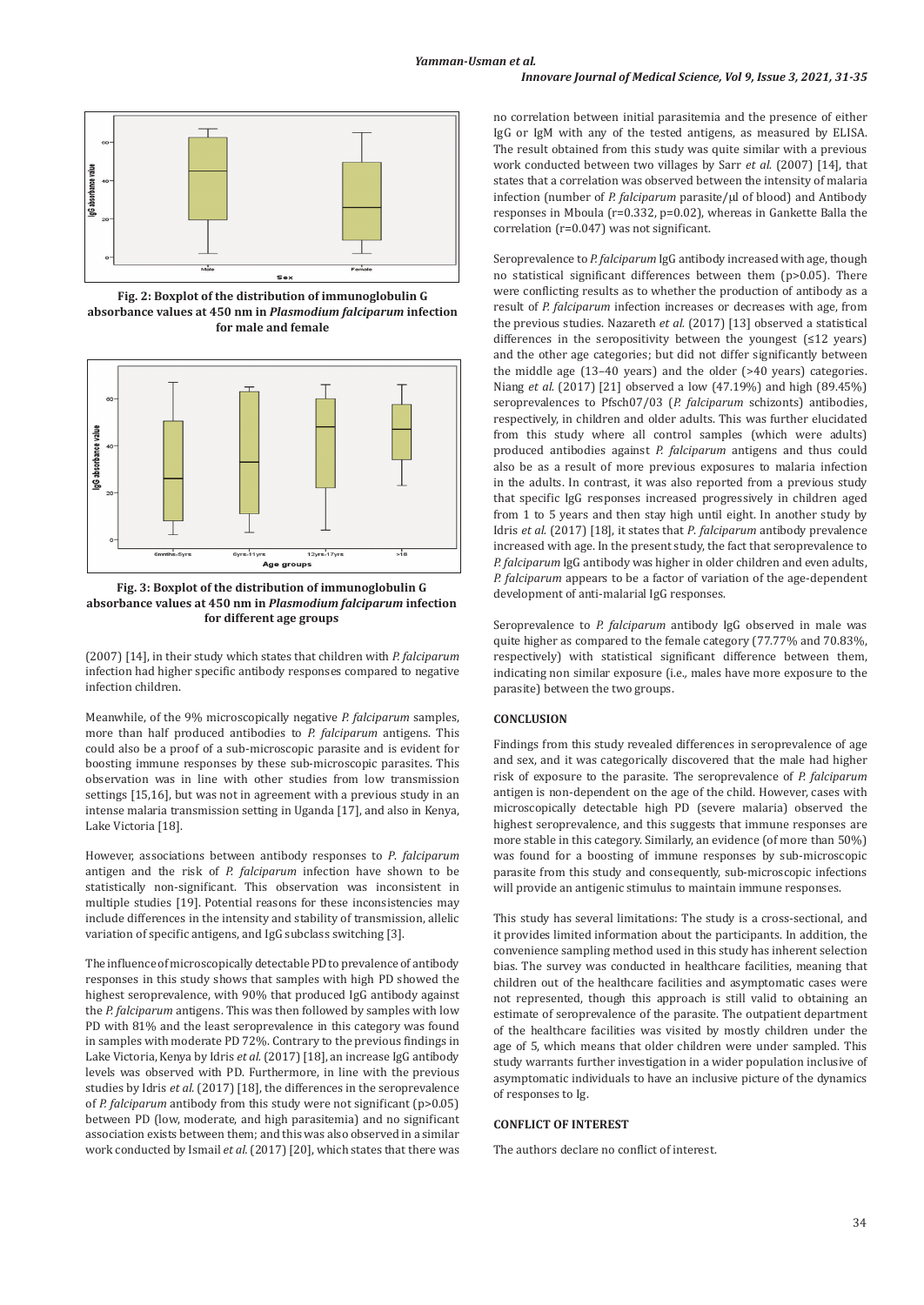Fig. 2: Boxplot of the distribution of immunoglobulin G absorbance values at 450 nm in *Plasmodium falciparum* infection for male and female

Fig. 3: Boxplot of the distribution of immunoglobulin G absorbance values at 450 nm in *Plasmodium falciparum* infection for different age groups

(2007) [14], in their study which states that children with *P. falciparum* infection had higher specific antibody responses compared to negative infection children.

Meanwhile, of the 9% microscopically negative *P. falciparum* samples, more than half produced antibodies to *P. falciparum* antigens. This could also be a proof of a sub-microscopic parasite and is evident for boosting immune responses by these sub-microscopic parasites. This observation was in line with other studies from low transmission settings [15,16], but was not in agreement with a previous study in an intense malaria transmission setting in Uganda [17], and also in Kenya, Lake Victoria [18].

However, associations between antibody responses to *P. falciparum* antigen and the risk of *P. falciparum* infection have shown to be statistically non-significant. This observation was inconsistent in multiple studies [19]. Potential reasons for these inconsistencies may include differences in the intensity and stability of transmission, allelic variation of specific antigens, and IgG subclass switching [3].

The influence of microscopically detectable PD to prevalence of antibody responses in this study shows that samples with high PD showed the highest seroprevalence, with 90% that produced IgG antibody against the *P. falciparum* antigens. This was then followed by samples with low PD with 81% and the least seroprevalence in this category was found in samples with moderate PD 72%. Contrary to the previous findings in Lake Victoria, Kenya by Idris *et al.* (2017) [18], an increase IgG antibody levels was observed with PD. Furthermore, in line with the previous studies by Idris *et al.* (2017) [18], the differences in the seroprevalence of *P. falciparum* antibody from this study were not significant ($p>0.05$) between PD (low, moderate, and high parasitemia) and no significant association exists between them; and this was also observed in a similar work conducted by Ismail *et al.* (2017) [20], which states that there was no correlation between initial parasitemia and the presence of either IgG or IgM with any of the tested antigens, as measured by ELISA. The result obtained from this study was quite similar with a previous work conducted between two villages by Sarr *et al.* (2007) [14], that states that a correlation was observed between the intensity of malaria infection (number of *P. falciparum* parasite/µl of blood) and Antibody responses in Mboula ($r=0.332$, $p=0.02$), whereas in Gankette Balla the correlation ($r=0.047$) was not significant.

Seroprevalence to *P. falciparum* IgG antibody increased with age, though no statistical significant differences between them ($p>0.05$). There were conflicting results as to whether the production of antibody as a result of *P. falciparum* infection increases or decreases with age, from the previous studies. Nazareth *et al.* (2017) [13] observed a statistical differences in the seropositivity between the youngest (≤12 years) and the other age categories; but did not differ significantly between the middle age (13–40 years) and the older (>40 years) categories. Niang *et al.* (2017) [21] observed a low (47.19%) and high (89.45%) seroprevalences to Pfsch07/03 (*P. falciparum* schizonts) antibodies, respectively, in children and older adults. This was further elucidated from this study where all control samples (which were adults) produced antibodies against *P. falciparum* antigens and thus could also be as a result of more previous exposures to malaria infection in the adults. In contrast, it was also reported from a previous study that specific IgG responses increased progressively in children aged from 1 to 5 years and then stay high until eight. In another study by Idris *et al.* (2017) [18], it states that *P. falciparum* antibody prevalence increased with age. In the present study, the fact that seroprevalence to *P. falciparum* IgG antibody was higher in older children and even adults, *P. falciparum* appears to be a factor of variation of the age-dependent development of anti-malarial IgG responses.

Seroprevalence to *P. falciparum* antibody IgG observed in male was quite higher as compared to the female category (77.77% and 70.83%, respectively) with statistical significant difference between them, indicating non similar exposure (i.e., males have more exposure to the parasite) between the two groups.

## CONCLUSION

Findings from this study revealed differences in seroprevalence of age and sex, and it was categorically discovered that the male had higher risk of exposure to the parasite. The seroprevalence of *P. falciparum* antigen is non-dependent on the age of the child. However, cases with microscopically detectable high PD (severe malaria) observed the highest seroprevalence, and this suggests that immune responses are more stable in this category. Similarly, an evidence (of more than 50%) was found for a boosting of immune responses by sub-microscopic parasite from this study and consequently, sub-microscopic infections will provide an antigenic stimulus to maintain immune responses.

This study has several limitations: The study is a cross-sectional, and it provides limited information about the participants. In addition, the convenience sampling method used in this study has inherent selection bias. The survey was conducted in healthcare facilities, meaning that children out of the healthcare facilities and asymptomatic cases were not represented, though this approach is still valid to obtaining an estimate of seroprevalence of the parasite. The outpatient department of the healthcare facilities was visited by mostly children under the age of 5, which means that older children were under sampled. This study warrants further investigation in a wider population inclusive of asymptomatic individuals to have an inclusive picture of the dynamics of responses to Ig.

## CONFLICT OF INTEREST

The authors declare no conflict of interest.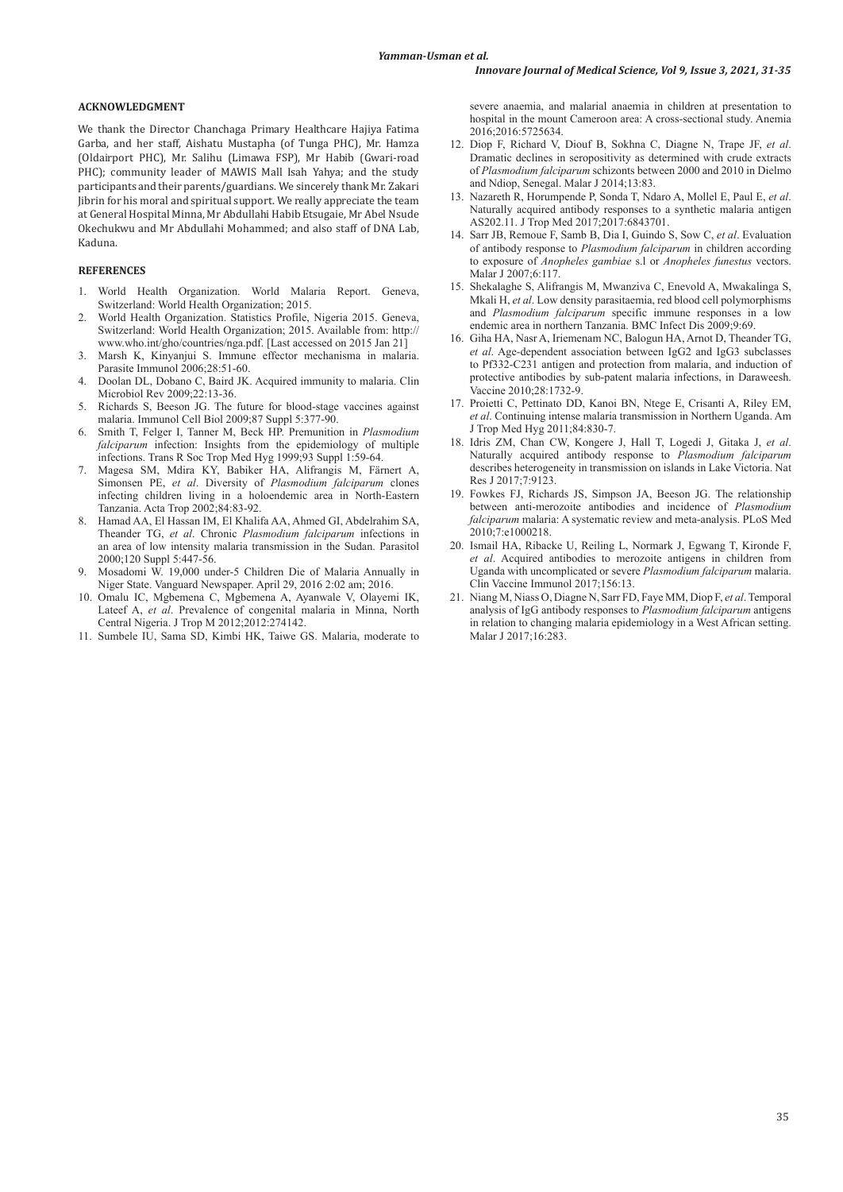## ACKNOWLEDGMENT

We thank the Director Chanchaga Primary Healthcare Hajiya Fatima Garba, and her staff, Aishatu Mustapha (of Tunga PHC), Mr. Hamza (Oldairport PHC), Mr. Salihu (Limawa FSP), Mr Habib (Gwari-road PHC); community leader of MAWIS Mall Isah Yahya; and the study participants and their parents/guardians. We sincerely thank Mr. Zakari Jibrin for his moral and spiritual support. We really appreciate the team at General Hospital Minna, Mr Abdullahi Habib Etsugaie, Mr Abel Nsude Okechukwu and Mr Abdullahi Mohammed; and also staff of DNA Lab, Kaduna.

## REFERENCES

1. World Health Organization. World Malaria Report. Geneva, Switzerland: World Health Organization; 2015.
2. World Health Organization. Statistics Profile, Nigeria 2015. Geneva, Switzerland: World Health Organization; 2015. Available from: http://www.who.int/gho/countries/nga.pdf. [Last accessed on 2015 Jan 21]
3. Marsh K, Kinyanjui S. Immune effector mechanisma in malaria. Parasite Immunol 2006;28:51-60.
4. Doolan DL, Dobano C, Baird JK. Acquired immunity to malaria. Clin Microbiol Rev 2009;22:13-36.
5. Richards S, Beeson JG. The future for blood-stage vaccines against malaria. Immunol Cell Biol 2009;87 Suppl 5:377-90.
6. Smith T, Felger I, Tanner M, Beck HP. Premunition in *Plasmodium falciparum* infection: Insights from the epidemiology of multiple infections. Trans R Soc Trop Med Hyg 1999;93 Suppl 1:59-64.
7. Magesa SM, Mdira KY, Babiker HA, Alifrangis M, Färnert A, Simonsen PE, *et al*. Diversity of *Plasmodium falciparum* clones infecting children living in a holoendemic area in North-Eastern Tanzania. Acta Trop 2002;84:83-92.
8. Hamad AA, El Hassan IM, El Khalifa AA, Ahmed GI, Abdelrahim SA, Theander TG, *et al*. Chronic *Plasmodium falciparum* infections in an area of low intensity malaria transmission in the Sudan. Parasitol 2000;120 Suppl 5:447-56.
9. Mosadomi W. 19,000 under-5 Children Die of Malaria Annually in Niger State. Vanguard Newspaper. April 29, 2016 2:02 am; 2016.
10. Omalu IC, Mgbemena C, Mgbemena A, Ayanwale V, Olayemi IK, Lateef A, *et al*. Prevalence of congenital malaria in Minna, North Central Nigeria. J Trop M 2012;2012:274142.
11. Sumbele IU, Sama SD, Kimbi HK, Taiwe GS. Malaria, moderate to severe anaemia, and malarial anaemia in children at presentation to hospital in the mount Cameroon area: A cross-sectional study. Anemia 2016;2016:5725634.
12. Diop F, Richard V, Diouf B, Sokhna C, Diagne N, Trape JF, *et al*. Dramatic declines in seropositivity as determined with crude extracts of *Plasmodium falciparum* schizonts between 2000 and 2010 in Dielmo and Ndiop, Senegal. Malar J 2014;13:83.
13. Nazareth R, Horumpende P, Sonda T, Ndaro A, Mollel E, Paul E, *et al*. Naturally acquired antibody responses to a synthetic malaria antigen AS202.11. J Trop Med 2017;2017:6843701.
14. Sarr JB, Remoue F, Samb B, Dia I, Guindo S, Sow C, *et al*. Evaluation of antibody response to *Plasmodium falciparum* in children according to exposure of *Anopheles gambiae* s.l or *Anopheles funestus* vectors. Malar J 2007;6:117.
15. Shekalaghe S, Alifrangis M, Mwanziva C, Enevold A, Mwakalinga S, Mkali H, *et al*. Low density parasitaemia, red blood cell polymorphisms and *Plasmodium falciparum* specific immune responses in a low endemic area in northern Tanzania. BMC Infect Dis 2009;9:69.
16. Giha HA, Nasr A, Iriemenam NC, Balogun HA, Arnot D, Theander TG, *et al*. Age-dependent association between IgG2 and IgG3 subclasses to Pf332-C231 antigen and protection from malaria, and induction of protective antibodies by sub-patent malaria infections, in Daraweesh. Vaccine 2010;28:1732-9.
17. Proietti C, Pettinato DD, Kanoi BN, Ntege E, Crisanti A, Riley EM, *et al*. Continuing intense malaria transmission in Northern Uganda. Am J Trop Med Hyg 2011;84:830-7.
18. Idris ZM, Chan CW, Kongere J, Hall T, Logedi J, Gitaka J, *et al*. Naturally acquired antibody response to *Plasmodium falciparum* describes heterogeneity in transmission on islands in Lake Victoria. Nat Res J 2017;7:9123.
19. Fowkes FJ, Richards JS, Simpson JA, Beeson JG. The relationship between anti-merozoite antibodies and incidence of *Plasmodium falciparum* malaria: A systematic review and meta-analysis. PLoS Med 2010;7:e1000218.
20. Ismail HA, Ribacke U, Reiling L, Normark J, Egwang T, Kironde F, *et al*. Acquired antibodies to merozoite antigens in children from Uganda with uncomplicated or severe *Plasmodium falciparum* malaria. Clin Vaccine Immunol 2017;156:13.
21. Niang M, Niass O, Diagne N, Sarr FD, Faye MM, Diop F, *et al*. Temporal analysis of IgG antibody responses to *Plasmodium falciparum* antigens in relation to changing malaria epidemiology in a West African setting. Malar J 2017;16:283.